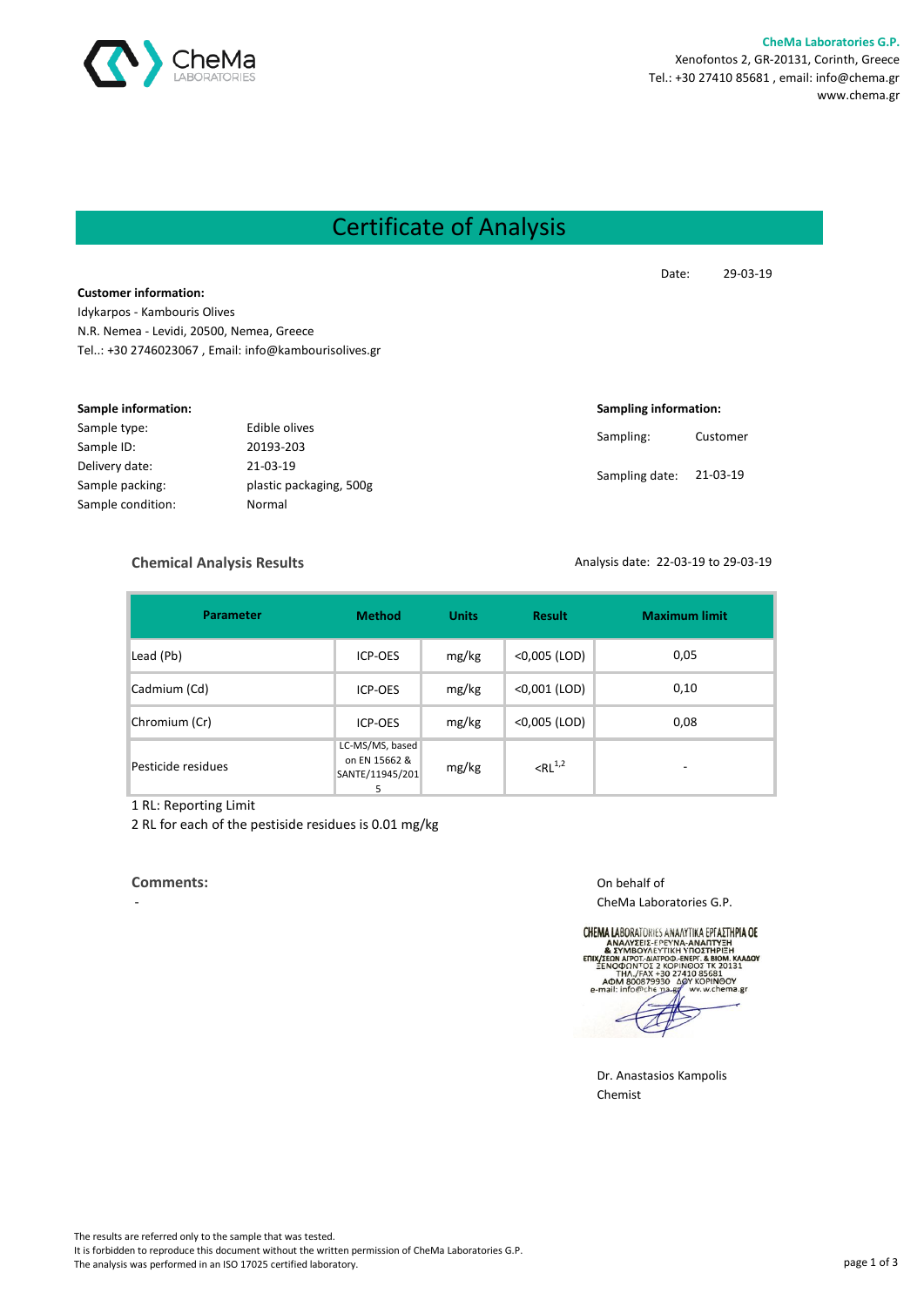CheMa LABORATORIES

**CheMa Laboratories G.P.**
Xenofontos 2, GR-20131, Corinth, Greece
Tel.: +30 27410 85681 , email: info@chema.gr
www.chema.gr

# Certificate of Analysis

Date: 29-03-19

**Customer information:**
Idykarpos - Kambouris Olives
N.R. Nemea - Levidi, 20500, Nemea, Greece
Tel..: +30 2746023067 , Email: info@kambourisolives.gr

**Sample information:**

| | |
|---|---|
| Sample type: | Edible olives |
| Sample ID: | 20193-203 |
| Delivery date: | 21-03-19 |
| Sample packing: | plastic packaging, 500g |
| Sample condition: | Normal |

**Sampling information:**

| | |
|---|---|
| Sampling: | Customer |
| Sampling date: | 21-03-19 |

## Chemical Analysis Results

Analysis date: 22-03-19 to 29-03-19

| Parameter | Method | Units | Result | Maximum limit |
|---|---|---|---|---|
| Lead (Pb) | ICP-OES | mg/kg | <0,005 (LOD) | 0,05 |
| Cadmium (Cd) | ICP-OES | mg/kg | <0,001 (LOD) | 0,10 |
| Chromium (Cr) | ICP-OES | mg/kg | <0,005 (LOD) | 0,08 |
| Pesticide residues | LC-MS/MS, based on EN 15662 & SANTE/11945/2015 | mg/kg | <RL[1,2] | - |

1 RL: Reporting Limit
2 RL for each of the pestiside residues is 0.01 mg/kg

**Comments:**

-

On behalf of
CheMa Laboratories G.P.

CHEMA LABORATORIES ΑΝΑΛΥΤΙΚΑ ΕΡΓΑΣΤΗΡΙΑ ΟΕ
ΑΝΑΛΥΣΕΙΣ-ΕΡΕΥΝΑ-ΑΝΑΠΤΥΞΗ
& ΣΥΜΒΟΥΛΕΥΤΙΚΗ ΥΠΟΣΤΗΡΙΞΗ
ΕΠΙΧ/ΣΕΩΝ ΑΓΡΟΤ.-ΔΙΑΤΡΟΦ.-ΕΝΕΡΓ. & ΒΙΟΜ. ΚΛΑΔΟΥ
ΞΕΝΟΦΩΝΤΟΣ 2 ΚΟΡΙΝΘΟΣ ΤΚ 20131
ΤΗΛ./FAX +30 27410 85681
ΑΦΜ 800879930 ΔΟΥ ΚΟΡΙΝΘΟΥ
e-mail: info@chema.gr www.chema.gr

Dr. Anastasios Kampolis
Chemist

The results are referred only to the sample that was tested.
It is forbidden to reproduce this document without the written permission of CheMa Laboratories G.P.
The analysis was performed in an ISO 17025 certified laboratory.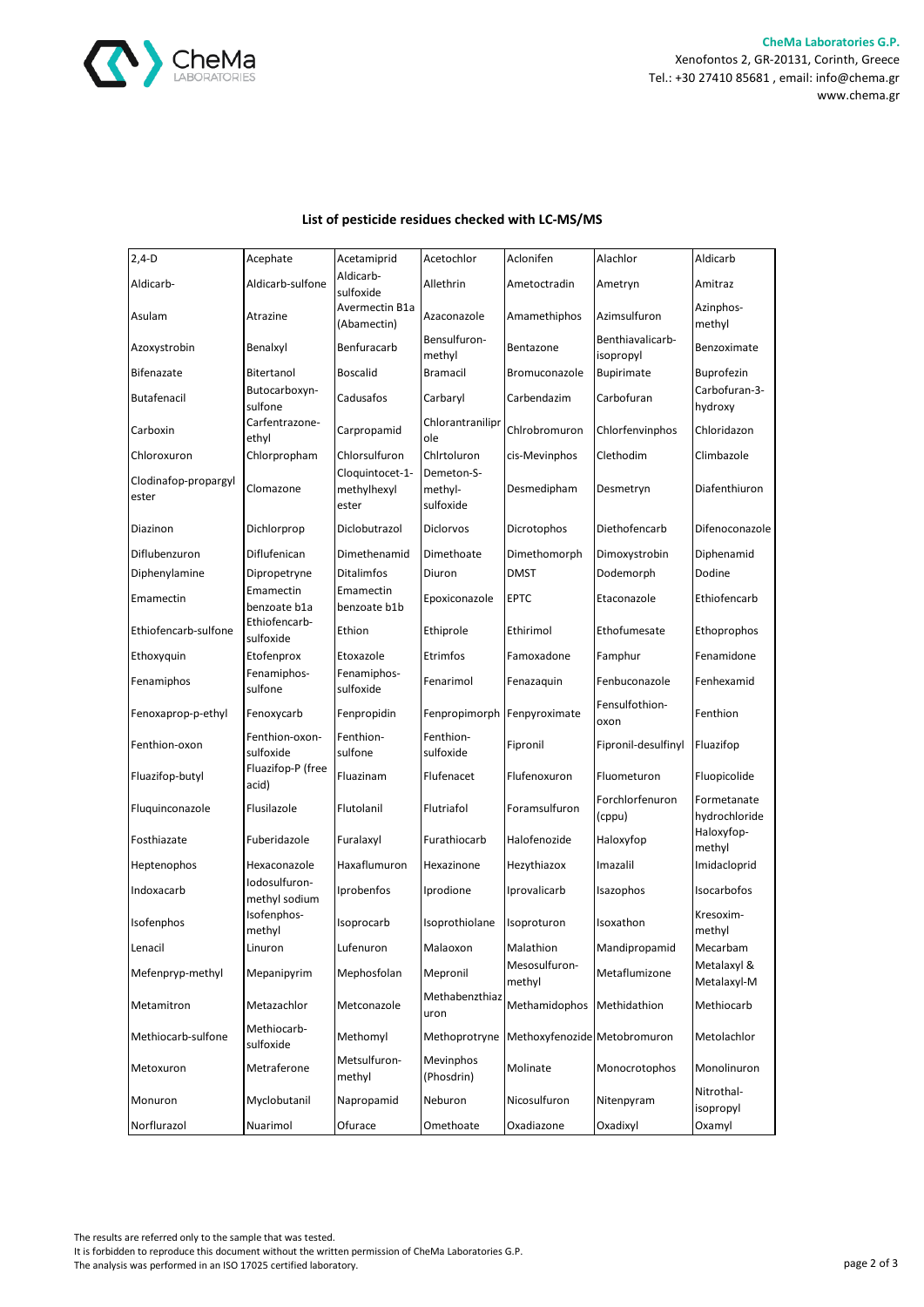**List of pesticide residues checked with LC-MS/MS**

| 2,4-D | Acephate | Acetamiprid | Acetochlor | Aclonifen | Alachlor | Aldicarb |
|---|---|---|---|---|---|---|
| Aldicarb- | Aldicarb-sulfone | Aldicarb-sulfoxide | Allethrin | Ametoctradin | Ametryn | Amitraz |
| Asulam | Atrazine | Avermectin B1a (Abamectin) | Azaconazole | Amamethiphos | Azimsulfuron | Azinphos-methyl |
| Azoxystrobin | Benalxyl | Benfuracarb | Bensulfuron-methyl | Bentazone | Benthiavalicarb-isopropyl | Benzoximate |
| Bifenazate | Bitertanol | Boscalid | Bramacil | Bromuconazole | Bupirimate | Buprofezin |
| Butafenacil | Butocarboxyn-sulfone | Cadusafos | Carbaryl | Carbendazim | Carbofuran | Carbofuran-3-hydroxy |
| Carboxin | Carfentrazone-ethyl | Carpropamid | Chlorantranilip role | Chlrobromuron | Chlorfenvinphos | Chloridazon |
| Chloroxuron | Chlorpropham | Chlorsulfuron | Chlrtoluron | cis-Mevinphos | Clethodim | Climbazole |
| Clodinafop-propargyl ester | Clomazone | Cloquintocet-1-methylhexyl ester | Demeton-S-methyl-sulfoxide | Desmedipham | Desmetryn | Diafenthiuron |
| Diazinon | Dichlorprop | Diclobutrazol | Diclorvos | Dicrotophos | Diethofencarb | Difenoconazole |
| Diflubenzuron | Diflufenican | Dimethenamid | Dimethoate | Dimethomorph | Dimoxystrobin | Diphenamid |
| Diphenylamine | Dipropetryne | Ditalimfos | Diuron | DMST | Dodemorph | Dodine |
| Emamectin | Emamectin benzoate b1a | Emamectin benzoate b1b | Epoxiconazole | EPTC | Etaconazole | Ethiofencarb |
| Ethiofencarb-sulfone | Ethiofencarb-sulfoxide | Ethion | Ethiprole | Ethirimol | Ethofumesate | Ethoprophos |
| Ethoxyquin | Etofenprox | Etoxazole | Etrimfos | Famoxadone | Famphur | Fenamidone |
| Fenamiphos | Fenamiphos-sulfone | Fenamiphos-sulfoxide | Fenarimol | Fenazaquin | Fenbuconazole | Fenhexamid |
| Fenoxaprop-p-ethyl | Fenoxycarb | Fenpropidin | Fenpropimorph | Fenpyroximate | Fensulfothion-oxon | Fenthion |
| Fenthion-oxon | Fenthion-oxon-sulfoxide | Fenthion-sulfone | Fenthion-sulfoxide | Fipronil | Fipronil-desulfinyl | Fluazifop |
| Fluazifop-butyl | Fluazifop-P (free acid) | Fluazinam | Flufenacet | Flufenoxuron | Fluometuron | Fluopicolide |
| Fluquinconazole | Flusilazole | Flutolanil | Flutriafol | Foramsulfuron | Forchlorfenuron (cppu) | Formetanate hydrochloride |
| Fosthiazate | Fuberidazole | Furalaxyl | Furathiocarb | Halofenozide | Haloxyfop | Haloxyfop-methyl |
| Heptenophos | Hexaconazole | Haxaflumuron | Hexazinone | Hezythiazox | Imazalil | Imidacloprid |
| Indoxacarb | Iodosulfuron-methyl sodium | Iprobenfos | Iprodione | Iprovalicarb | Isazophos | Isocarbofos |
| Isofenphos | Isofenphos-methyl | Isoprocarb | Isoprothiolane | Isoproturon | Isoxathon | Kresoxim-methyl |
| Lenacil | Linuron | Lufenuron | Malaoxon | Malathion | Mandipropamid | Mecarbam |
| Mefenpryp-methyl | Mepanipyrim | Mephosfolan | Mepronil | Mesosulfuron-methyl | Metaflumizone | Metalaxyl & Metalaxyl-M |
| Metamitron | Metazachlor | Metconazole | Methabenzthiazuron | Methamidophos | Methidathion | Methiocarb |
| Methiocarb-sulfone | Methiocarb-sulfoxide | Methomyl | Methoprotryne | Methoxyfenozide | Metobromuron | Metolachlor |
| Metoxuron | Metraferone | Metsulfuron-methyl | Mevinphos (Phosdrin) | Molinate | Monocrotophos | Monolinuron |
| Monuron | Myclobutanil | Napropamid | Neburon | Nicosulfuron | Nitenpyram | Nitrothal-isopropyl |
| Norflurazol | Nuarimol | Ofurace | Omethoate | Oxadiazone | Oxadixyl | Oxamyl |

The results are referred only to the sample that was tested.
It is forbidden to reproduce this document without the written permission of CheMa Laboratories G.P.
The analysis was performed in an ISO 17025 certified laboratory.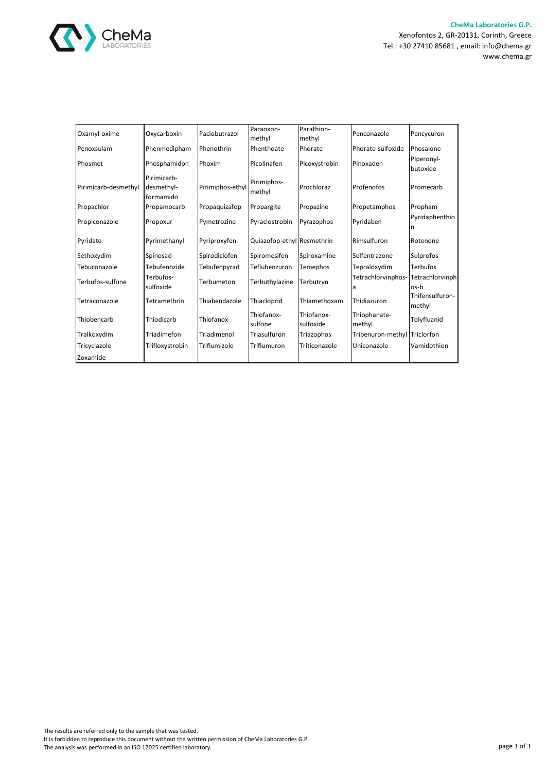| | | | | | | |
|---|---|---|---|---|---|---|
| Oxamyl-oxime | Oxycarboxin | Paclobutrazol | Paraoxon-methyl | Parathion-methyl | Penconazole | Pencycuron |
| Penoxsulam | Phenmedipham | Phenothrin | Phenthoate | Phorate | Phorate-sulfoxide | Phosalone |
| Phosmet | Phosphamidon | Phoxim | Picolinafen | Picoxystrobin | Pinoxaden | Piperonyl-butoxide |
| Pirimicarb-desmethyl | Pirimicarb-desmethyl-formamido | Pirimiphos-ethyl | Pirimiphos-methyl | Prochloraz | Profenofos | Promecarb |
| Propachlor | Propamocarb | Propaquizafop | Propargite | Propazine | Propetamphos | Propham |
| Propiconazole | Propoxur | Pymetrozine | Pyraclostrobin | Pyrazophos | Pyridaben | Pyridaphenthion |
| Pyridate | Pyrimethanyl | Pyriproxyfen | Quiazofop-ethyl | Resmethrin | Rimsulfuron | Rotenone |
| Sethoxydim | Spinosad | Spirodiclofen | Spiromesifen | Spiroxamine | Sulfentrazone | Sulprofos |
| Tebuconazole | Tebufenozide | Tebufenpyrad | Teflubenzuron | Temephos | Tepraloxydim | Terbufos |
| Terbufos-sulfone | Terbufos-sulfoxide | Terbumeton | Terbuthylazine | Terbutryn | Tetrachlorvinphos-a | Tetrachlorvinphos-b |
| Tetraconazole | Tetramethrin | Thiabendazole | Thiacloprid | Thiamethoxam | Thidiazuron | Thifensulfuron-methyl |
| Thiobencarb | Thiodicarb | Thiofanox | Thiofanox-sulfone | Thiofanox-sulfoxide | Thiophanate-methyl | Tolyfluanid |
| Tralkoxydim | Triadimefon | Triadimenol | Triasulfuron | Triazophos | Tribenuron-methyl | Triclorfon |
| Tricyclazole | Trifloxystrobin | Triflumizole | Triflumuron | Triticonazole | Uniconazole | Vamidothion |
| Zoxamide | | | | | | |

The results are referred only to the sample that was tested.
It is forbidden to reproduce this document without the written permission of CheMa Laboratories G.P.
The analysis was performed in an ISO 17025 certified laboratory.